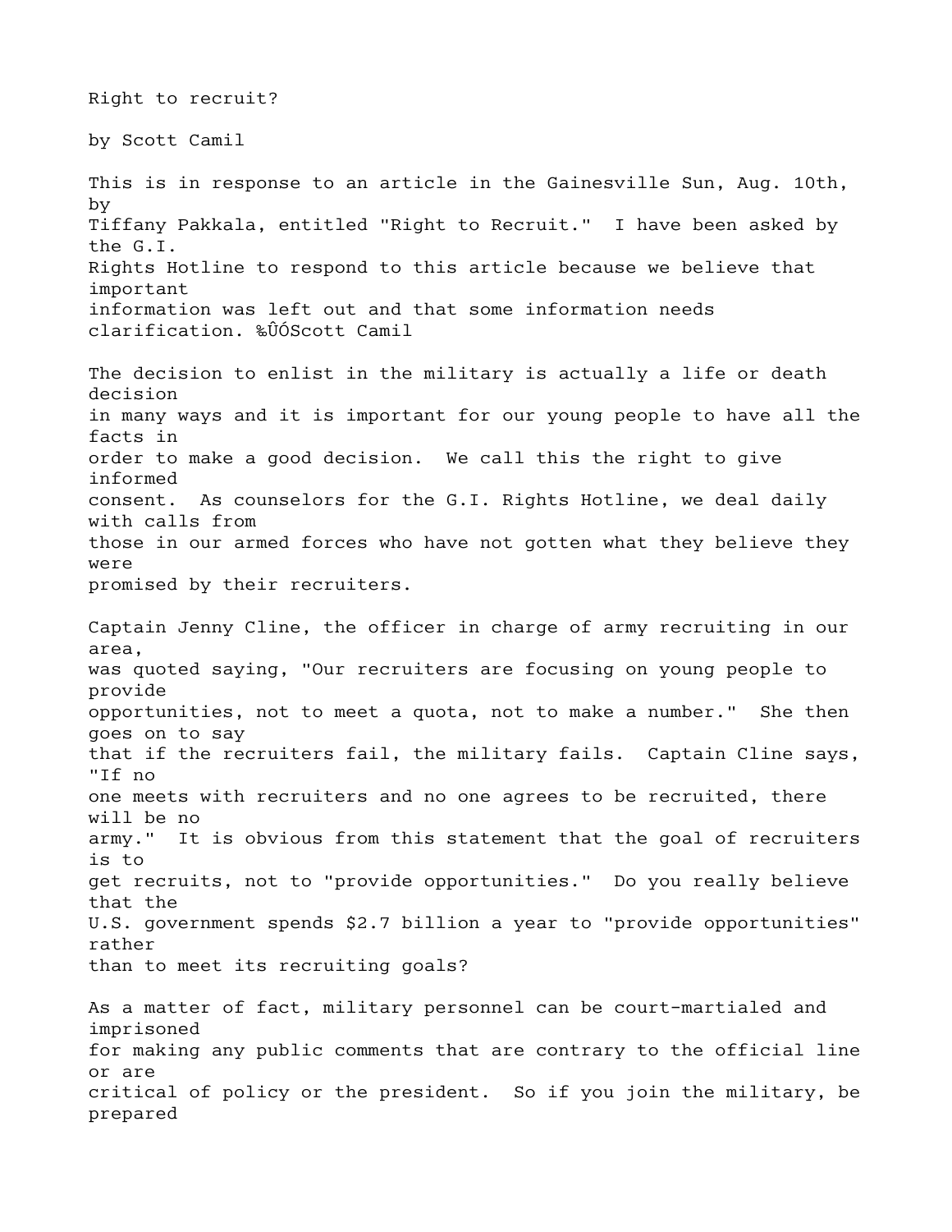# Right to recruit?

by Scott Camil

This is in response to an article in the Gainesville Sun, Aug. 10th, by Tiffany Pakkala, entitled "Right to Recruit." I have been asked by the G.I. Rights Hotline to respond to this article because we believe that important information was left out and that some information needs clarification. %ÛÓScott Camil

The decision to enlist in the military is actually a life or death decision in many ways and it is important for our young people to have all the facts in order to make a good decision. We call this the right to give informed consent. As counselors for the G.I. Rights Hotline, we deal daily with calls from those in our armed forces who have not gotten what they believe they were promised by their recruiters.

Captain Jenny Cline, the officer in charge of army recruiting in our area, was quoted saying, "Our recruiters are focusing on young people to provide opportunities, not to meet a quota, not to make a number." She then goes on to say that if the recruiters fail, the military fails. Captain Cline says, "If no one meets with recruiters and no one agrees to be recruited, there will be no army." It is obvious from this statement that the goal of recruiters is to get recruits, not to "provide opportunities." Do you really believe that the U.S. government spends $2.7 billion a year to "provide opportunities" rather than to meet its recruiting goals?

As a matter of fact, military personnel can be court-martialed and imprisoned for making any public comments that are contrary to the official line or are critical of policy or the president. So if you join the military, be prepared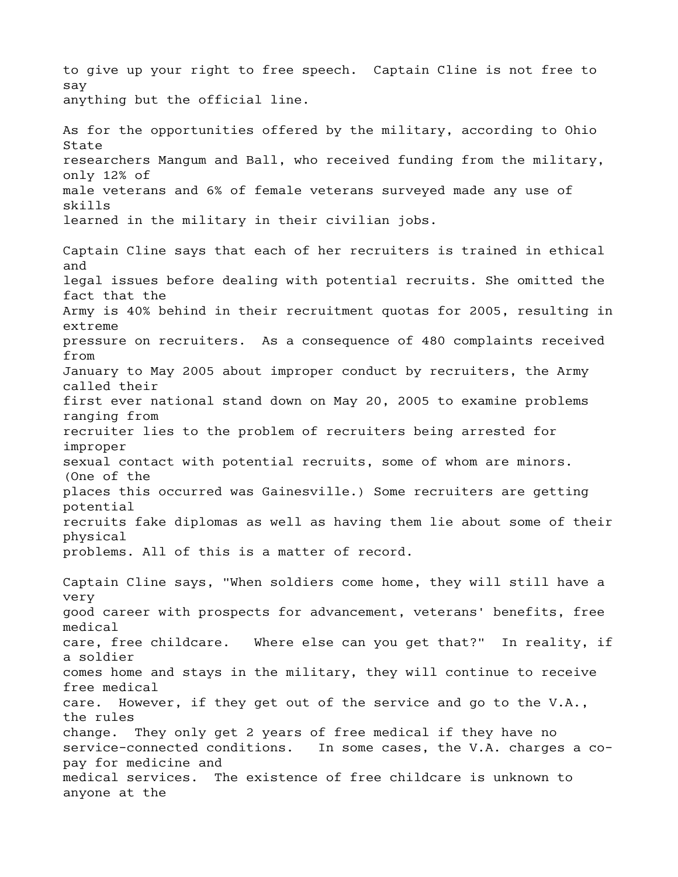to give up your right to free speech. Captain Cline is not free to say anything but the official line.

As for the opportunities offered by the military, according to Ohio State researchers Mangum and Ball, who received funding from the military, only 12% of male veterans and 6% of female veterans surveyed made any use of skills learned in the military in their civilian jobs.

Captain Cline says that each of her recruiters is trained in ethical and legal issues before dealing with potential recruits. She omitted the fact that the Army is 40% behind in their recruitment quotas for 2005, resulting in extreme pressure on recruiters. As a consequence of 480 complaints received from January to May 2005 about improper conduct by recruiters, the Army called their first ever national stand down on May 20, 2005 to examine problems ranging from recruiter lies to the problem of recruiters being arrested for improper sexual contact with potential recruits, some of whom are minors. (One of the places this occurred was Gainesville.) Some recruiters are getting potential recruits fake diplomas as well as having them lie about some of their physical problems. All of this is a matter of record.

Captain Cline says, "When soldiers come home, they will still have a very good career with prospects for advancement, veterans' benefits, free medical care, free childcare. Where else can you get that?" In reality, if a soldier comes home and stays in the military, they will continue to receive free medical care. However, if they get out of the service and go to the V.A., the rules change. They only get 2 years of free medical if they have no service-connected conditions. In some cases, the V.A. charges a co-pay for medicine and medical services. The existence of free childcare is unknown to anyone at the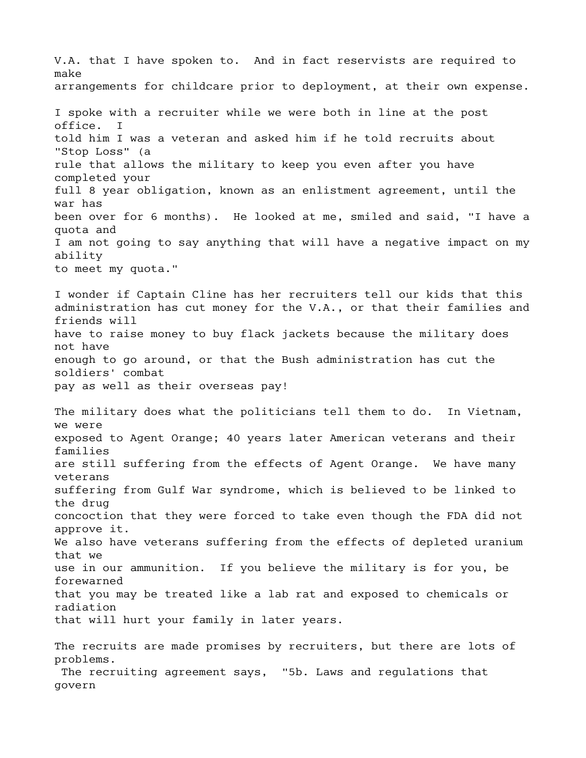V.A. that I have spoken to. And in fact reservists are required to make arrangements for childcare prior to deployment, at their own expense.

I spoke with a recruiter while we were both in line at the post office. I told him I was a veteran and asked him if he told recruits about "Stop Loss" (a rule that allows the military to keep you even after you have completed your full 8 year obligation, known as an enlistment agreement, until the war has been over for 6 months). He looked at me, smiled and said, "I have a quota and I am not going to say anything that will have a negative impact on my ability to meet my quota."

I wonder if Captain Cline has her recruiters tell our kids that this administration has cut money for the V.A., or that their families and friends will have to raise money to buy flack jackets because the military does not have enough to go around, or that the Bush administration has cut the soldiers' combat pay as well as their overseas pay!

The military does what the politicians tell them to do. In Vietnam, we were exposed to Agent Orange; 40 years later American veterans and their families are still suffering from the effects of Agent Orange. We have many veterans suffering from Gulf War syndrome, which is believed to be linked to the drug concoction that they were forced to take even though the FDA did not approve it. We also have veterans suffering from the effects of depleted uranium that we use in our ammunition. If you believe the military is for you, be forewarned that you may be treated like a lab rat and exposed to chemicals or radiation that will hurt your family in later years.

The recruits are made promises by recruiters, but there are lots of problems. The recruiting agreement says, "5b. Laws and regulations that govern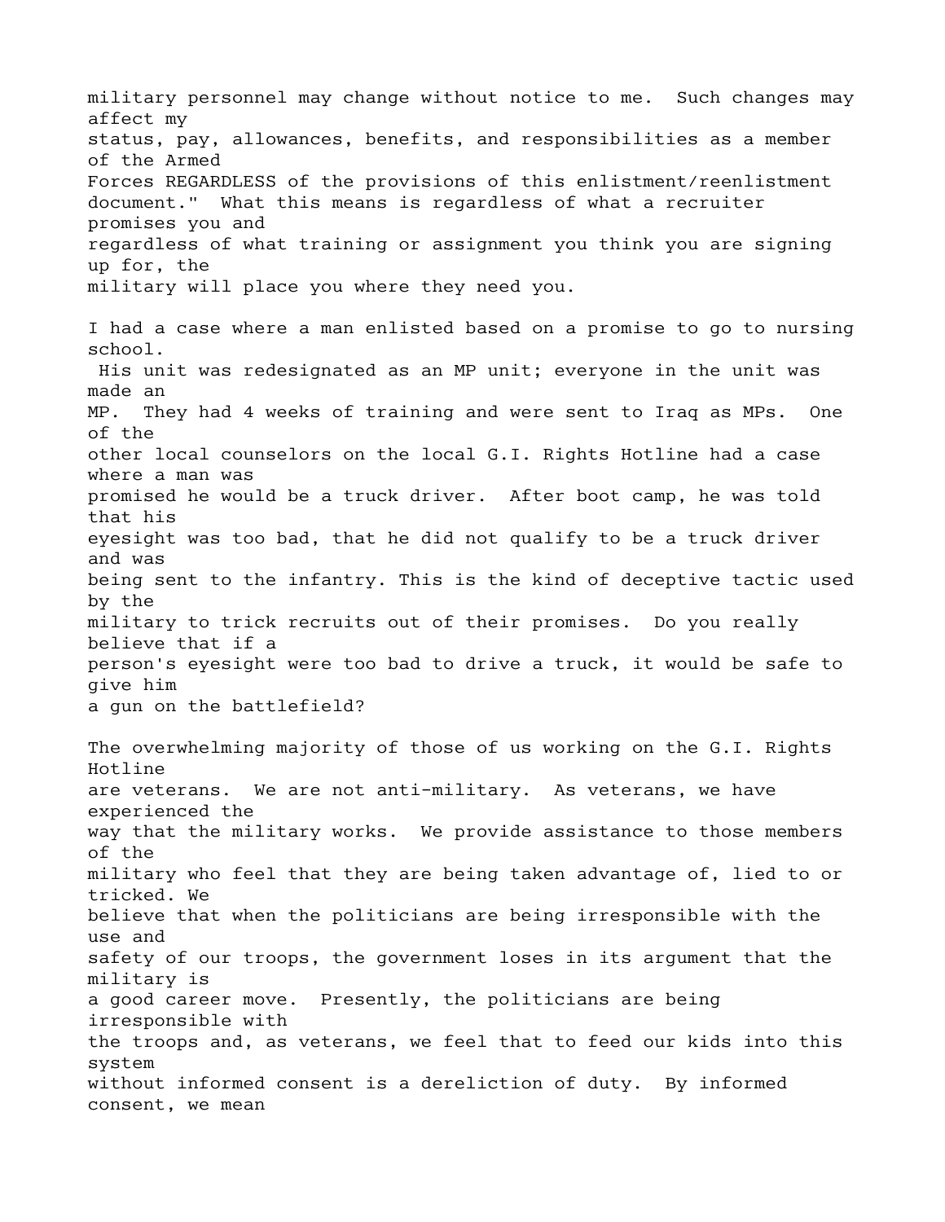military personnel may change without notice to me. Such changes may affect my status, pay, allowances, benefits, and responsibilities as a member of the Armed Forces REGARDLESS of the provisions of this enlistment/reenlistment document." What this means is regardless of what a recruiter promises you and regardless of what training or assignment you think you are signing up for, the military will place you where they need you.

I had a case where a man enlisted based on a promise to go to nursing school. His unit was redesignated as an MP unit; everyone in the unit was made an MP. They had 4 weeks of training and were sent to Iraq as MPs. One of the other local counselors on the local G.I. Rights Hotline had a case where a man was promised he would be a truck driver. After boot camp, he was told that his eyesight was too bad, that he did not qualify to be a truck driver and was being sent to the infantry. This is the kind of deceptive tactic used by the military to trick recruits out of their promises. Do you really believe that if a person's eyesight were too bad to drive a truck, it would be safe to give him a gun on the battlefield?

The overwhelming majority of those of us working on the G.I. Rights Hotline are veterans. We are not anti-military. As veterans, we have experienced the way that the military works. We provide assistance to those members of the military who feel that they are being taken advantage of, lied to or tricked. We believe that when the politicians are being irresponsible with the use and safety of our troops, the government loses in its argument that the military is a good career move. Presently, the politicians are being irresponsible with the troops and, as veterans, we feel that to feed our kids into this system without informed consent is a dereliction of duty. By informed consent, we mean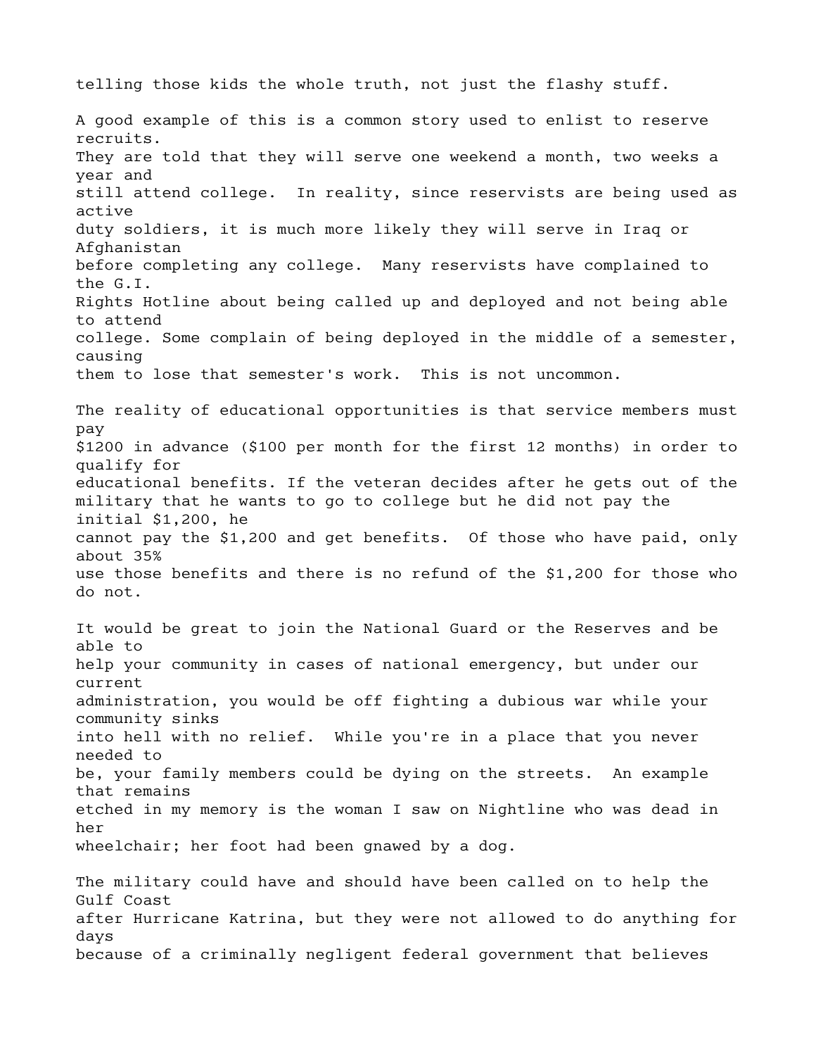telling those kids the whole truth, not just the flashy stuff.

A good example of this is a common story used to enlist to reserve recruits. They are told that they will serve one weekend a month, two weeks a year and still attend college. In reality, since reservists are being used as active duty soldiers, it is much more likely they will serve in Iraq or Afghanistan before completing any college. Many reservists have complained to the G.I. Rights Hotline about being called up and deployed and not being able to attend college. Some complain of being deployed in the middle of a semester, causing them to lose that semester's work. This is not uncommon.

The reality of educational opportunities is that service members must pay $1200 in advance ($100 per month for the first 12 months) in order to qualify for educational benefits. If the veteran decides after he gets out of the military that he wants to go to college but he did not pay the initial $1,200, he cannot pay the $1,200 and get benefits. Of those who have paid, only about 35% use those benefits and there is no refund of the $1,200 for those who do not.

It would be great to join the National Guard or the Reserves and be able to help your community in cases of national emergency, but under our current administration, you would be off fighting a dubious war while your community sinks into hell with no relief. While you're in a place that you never needed to be, your family members could be dying on the streets. An example that remains etched in my memory is the woman I saw on Nightline who was dead in her wheelchair; her foot had been gnawed by a dog.

The military could have and should have been called on to help the Gulf Coast after Hurricane Katrina, but they were not allowed to do anything for days because of a criminally negligent federal government that believes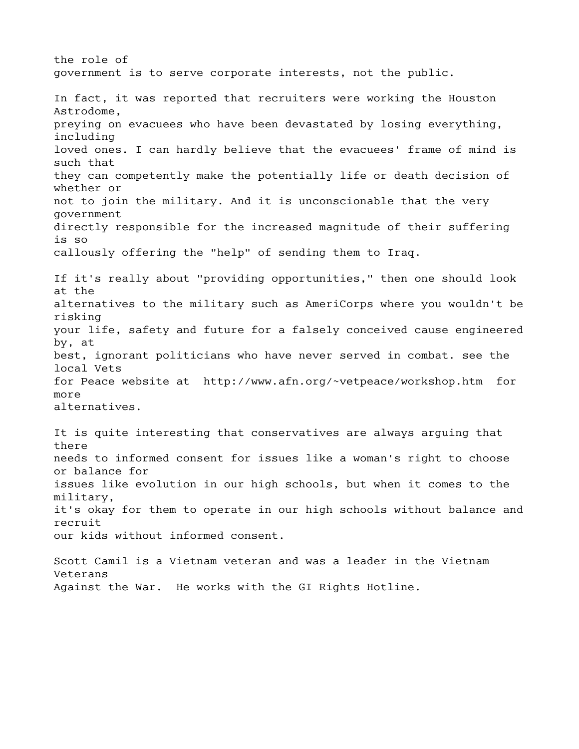the role of government is to serve corporate interests, not the public.

In fact, it was reported that recruiters were working the Houston Astrodome, preying on evacuees who have been devastated by losing everything, including loved ones. I can hardly believe that the evacuees' frame of mind is such that they can competently make the potentially life or death decision of whether or not to join the military. And it is unconscionable that the very government directly responsible for the increased magnitude of their suffering is so callously offering the "help" of sending them to Iraq.

If it's really about "providing opportunities," then one should look at the alternatives to the military such as AmeriCorps where you wouldn't be risking your life, safety and future for a falsely conceived cause engineered by, at best, ignorant politicians who have never served in combat. see the local Vets for Peace website at  http://www.afn.org/~vetpeace/workshop.htm  for more alternatives.

It is quite interesting that conservatives are always arguing that there needs to informed consent for issues like a woman's right to choose or balance for issues like evolution in our high schools, but when it comes to the military, it's okay for them to operate in our high schools without balance and recruit our kids without informed consent.

Scott Camil is a Vietnam veteran and was a leader in the Vietnam Veterans Against the War.  He works with the GI Rights Hotline.